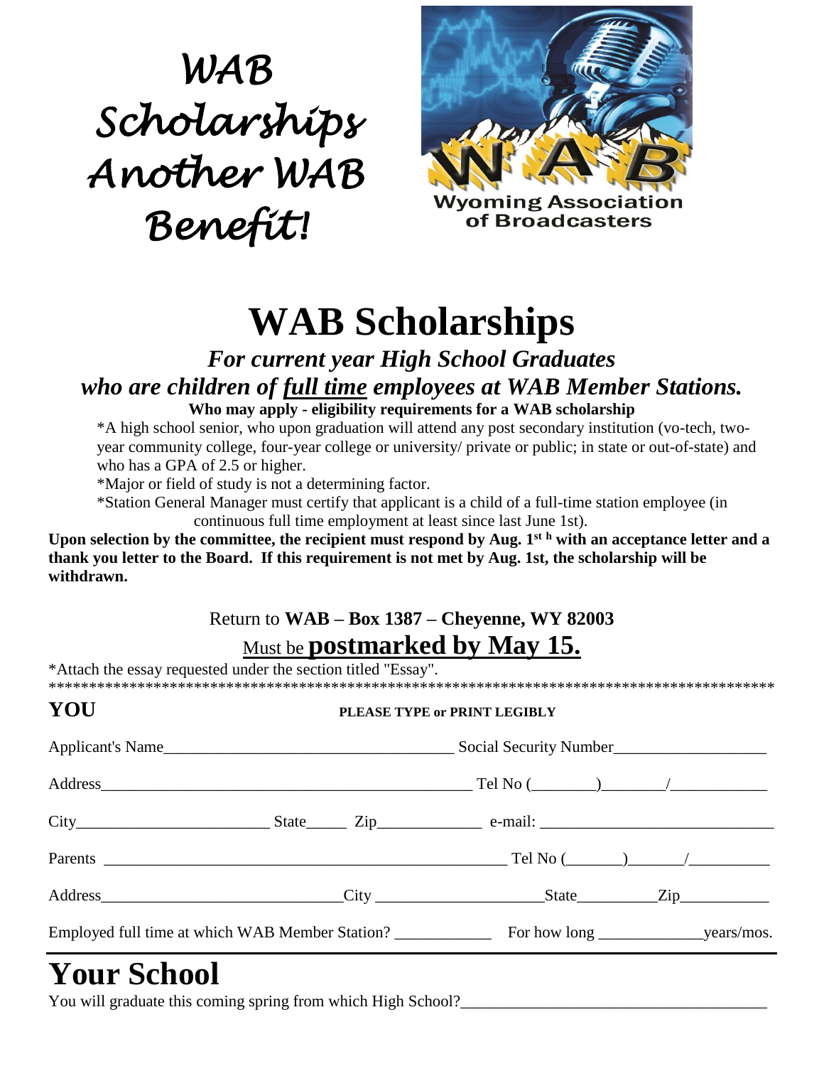*WAB Scholarships Another WAB Benefit!*

Wyoming Association of Broadcasters

# WAB Scholarships

## *For current year High School Graduates who are children of full time employees at WAB Member Stations.*

**Who may apply - eligibility requirements for a WAB scholarship**

*A high school senior, who upon graduation will attend any post secondary institution (vo-tech, two-year community college, four-year college or university/ private or public; in state or out-of-state) and who has a GPA of 2.5 or higher.

*Major or field of study is not a determining factor.

*Station General Manager must certify that applicant is a child of a full-time station employee (in continuous full time employment at least since last June 1st).

**Upon selection by the committee, the recipient must respond by Aug. 1st h with an acceptance letter and a thank you letter to the Board. If this requirement is not met by Aug. 1st, the scholarship will be withdrawn.**

Return to **WAB – Box 1387 – Cheyenne, WY 82003**

Must be **postmarked by May 15.**

*Attach the essay requested under the section titled "Essay".

*****************************************************************************************

**YOU** **PLEASE TYPE or PRINT LEGIBLY**

Applicant's Name___________________________________ Social Security Number___________________

Address_______________________________________________ Tel No (________)________/____________

City________________________ State_____ Zip_____________ e-mail: ____________________________

Parents ___________________________________________________ Tel No (_______)_______/__________

Address_____________________________City ____________________State_________Zip___________

Employed full time at which WAB Member Station? ____________ For how long _____________years/mos.

# Your School

You will graduate this coming spring from which High School?_____________________________________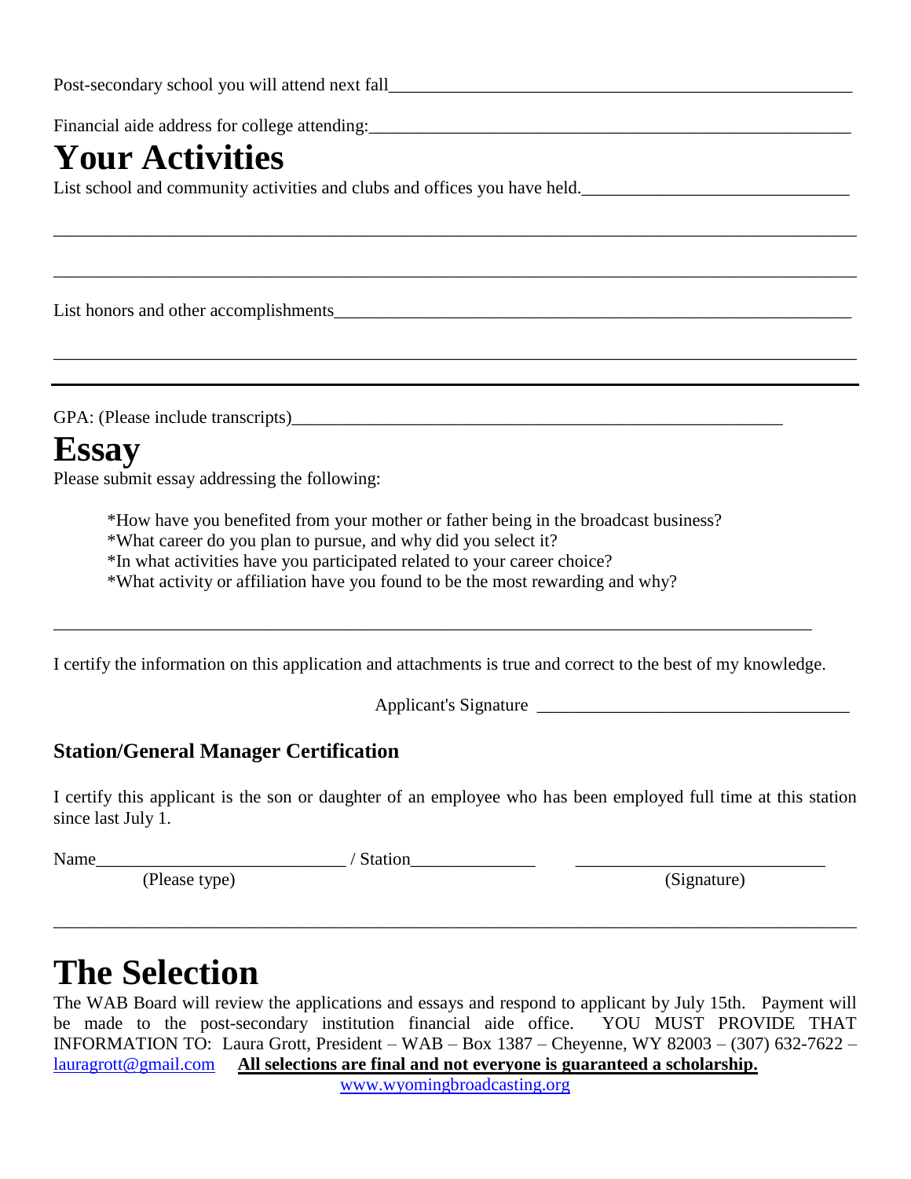Post-secondary school you will attend next fall_____________________________________________________

Financial aide address for college attending:_______________________________________________________

# Your Activities

List school and community activities and clubs and offices you have held.______________________________

_____________________________________________________________________________________________

_____________________________________________________________________________________________

List honors and other accomplishments____________________________________________________________

_____________________________________________________________________________________________

---

GPA: (Please include transcripts)________________________________________________________

# Essay

Please submit essay addressing the following:

*How have you benefited from your mother or father being in the broadcast business?
*What career do you plan to pursue, and why did you select it?
*In what activities have you participated related to your career choice?
*What activity or affiliation have you found to be the most rewarding and why?

---

I certify the information on this application and attachments is true and correct to the best of my knowledge.

Applicant's Signature ___________________________________

### Station/General Manager Certification

I certify this applicant is the son or daughter of an employee who has been employed full time at this station since last July 1.

Name____________________________ / Station______________ ____________________________
(Please type) (Signature)

---

# The Selection

The WAB Board will review the applications and essays and respond to applicant by July 15th. Payment will be made to the post-secondary institution financial aide office. YOU MUST PROVIDE THAT INFORMATION TO: Laura Grott, President – WAB – Box 1387 – Cheyenne, WY 82003 – (307) 632-7622 – lauragrott@gmail.com **All selections are final and not everyone is guaranteed a scholarship.**

www.wyomingbroadcasting.org